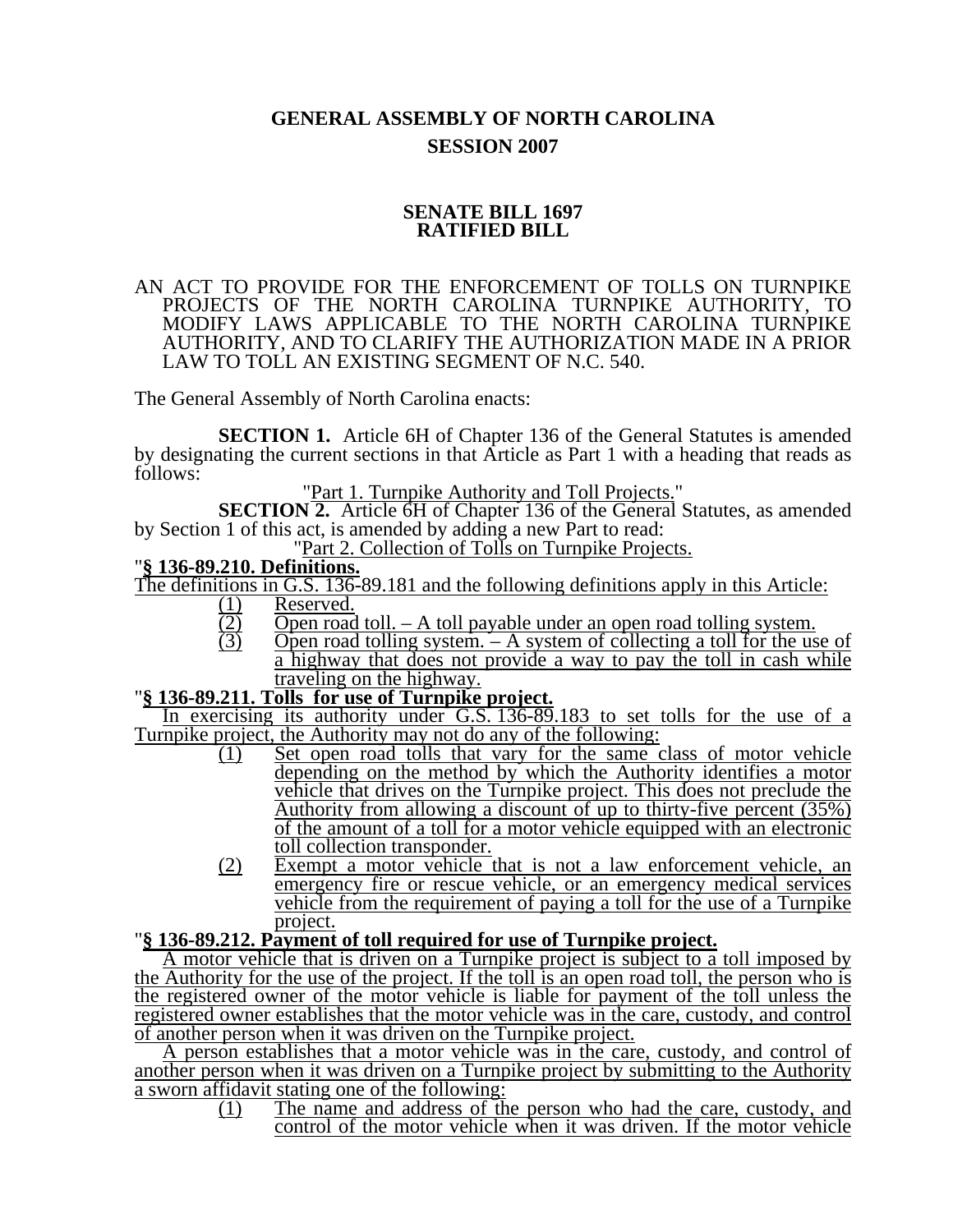**GENERAL ASSEMBLY OF NORTH CAROLINA**
**SESSION 2007**

**SENATE BILL 1697**
**RATIFIED BILL**

AN ACT TO PROVIDE FOR THE ENFORCEMENT OF TOLLS ON TURNPIKE PROJECTS OF THE NORTH CAROLINA TURNPIKE AUTHORITY, TO MODIFY LAWS APPLICABLE TO THE NORTH CAROLINA TURNPIKE AUTHORITY, AND TO CLARIFY THE AUTHORIZATION MADE IN A PRIOR LAW TO TOLL AN EXISTING SEGMENT OF N.C. 540.

The General Assembly of North Carolina enacts:

**SECTION 1.** Article 6H of Chapter 136 of the General Statutes is amended by designating the current sections in that Article as Part 1 with a heading that reads as follows:

"Part 1. Turnpike Authority and Toll Projects."

**SECTION 2.** Article 6H of Chapter 136 of the General Statutes, as amended by Section 1 of this act, is amended by adding a new Part to read:

"Part 2. Collection of Tolls on Turnpike Projects.

"**§ 136-89.210. Definitions.**

The definitions in G.S. 136-89.181 and the following definitions apply in this Article:

(1) Reserved.

(2) Open road toll. – A toll payable under an open road tolling system.

(3) Open road tolling system. – A system of collecting a toll for the use of a highway that does not provide a way to pay the toll in cash while traveling on the highway.

"**§ 136-89.211. Tolls for use of Turnpike project.**

In exercising its authority under G.S. 136-89.183 to set tolls for the use of a Turnpike project, the Authority may not do any of the following:

(1) Set open road tolls that vary for the same class of motor vehicle depending on the method by which the Authority identifies a motor vehicle that drives on the Turnpike project. This does not preclude the Authority from allowing a discount of up to thirty-five percent (35%) of the amount of a toll for a motor vehicle equipped with an electronic toll collection transponder.

(2) Exempt a motor vehicle that is not a law enforcement vehicle, an emergency fire or rescue vehicle, or an emergency medical services vehicle from the requirement of paying a toll for the use of a Turnpike project.

"**§ 136-89.212. Payment of toll required for use of Turnpike project.**

A motor vehicle that is driven on a Turnpike project is subject to a toll imposed by the Authority for the use of the project. If the toll is an open road toll, the person who is the registered owner of the motor vehicle is liable for payment of the toll unless the registered owner establishes that the motor vehicle was in the care, custody, and control of another person when it was driven on the Turnpike project.

A person establishes that a motor vehicle was in the care, custody, and control of another person when it was driven on a Turnpike project by submitting to the Authority a sworn affidavit stating one of the following:

(1) The name and address of the person who had the care, custody, and control of the motor vehicle when it was driven. If the motor vehicle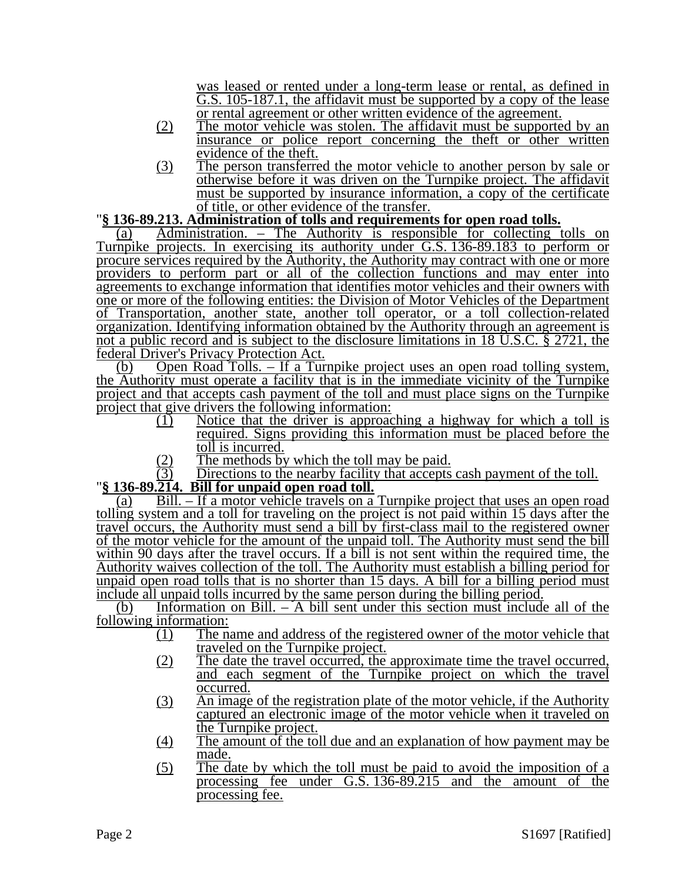was leased or rented under a long-term lease or rental, as defined in G.S. 105-187.1, the affidavit must be supported by a copy of the lease or rental agreement or other written evidence of the agreement.

(2) The motor vehicle was stolen. The affidavit must be supported by an insurance or police report concerning the theft or other written evidence of the theft.

(3) The person transferred the motor vehicle to another person by sale or otherwise before it was driven on the Turnpike project. The affidavit must be supported by insurance information, a copy of the certificate of title, or other evidence of the transfer.

"**§ 136-89.213. Administration of tolls and requirements for open road tolls.**

(a) Administration. – The Authority is responsible for collecting tolls on Turnpike projects. In exercising its authority under G.S. 136-89.183 to perform or procure services required by the Authority, the Authority may contract with one or more providers to perform part or all of the collection functions and may enter into agreements to exchange information that identifies motor vehicles and their owners with one or more of the following entities: the Division of Motor Vehicles of the Department of Transportation, another state, another toll operator, or a toll collection-related organization. Identifying information obtained by the Authority through an agreement is not a public record and is subject to the disclosure limitations in 18 U.S.C. § 2721, the federal Driver's Privacy Protection Act.

(b) Open Road Tolls. – If a Turnpike project uses an open road tolling system, the Authority must operate a facility that is in the immediate vicinity of the Turnpike project and that accepts cash payment of the toll and must place signs on the Turnpike project that give drivers the following information:

(1) Notice that the driver is approaching a highway for which a toll is required. Signs providing this information must be placed before the toll is incurred.

(2) The methods by which the toll may be paid.

(3) Directions to the nearby facility that accepts cash payment of the toll.

"**§ 136-89.214. Bill for unpaid open road toll.**

(a) Bill. – If a motor vehicle travels on a Turnpike project that uses an open road tolling system and a toll for traveling on the project is not paid within 15 days after the travel occurs, the Authority must send a bill by first-class mail to the registered owner of the motor vehicle for the amount of the unpaid toll. The Authority must send the bill within 90 days after the travel occurs. If a bill is not sent within the required time, the Authority waives collection of the toll. The Authority must establish a billing period for unpaid open road tolls that is no shorter than 15 days. A bill for a billing period must include all unpaid tolls incurred by the same person during the billing period.

(b) Information on Bill. – A bill sent under this section must include all of the following information:

(1) The name and address of the registered owner of the motor vehicle that traveled on the Turnpike project.

(2) The date the travel occurred, the approximate time the travel occurred, and each segment of the Turnpike project on which the travel occurred.

(3) An image of the registration plate of the motor vehicle, if the Authority captured an electronic image of the motor vehicle when it traveled on the Turnpike project.

(4) The amount of the toll due and an explanation of how payment may be made.

(5) The date by which the toll must be paid to avoid the imposition of a processing fee under G.S. 136-89.215 and the amount of the processing fee.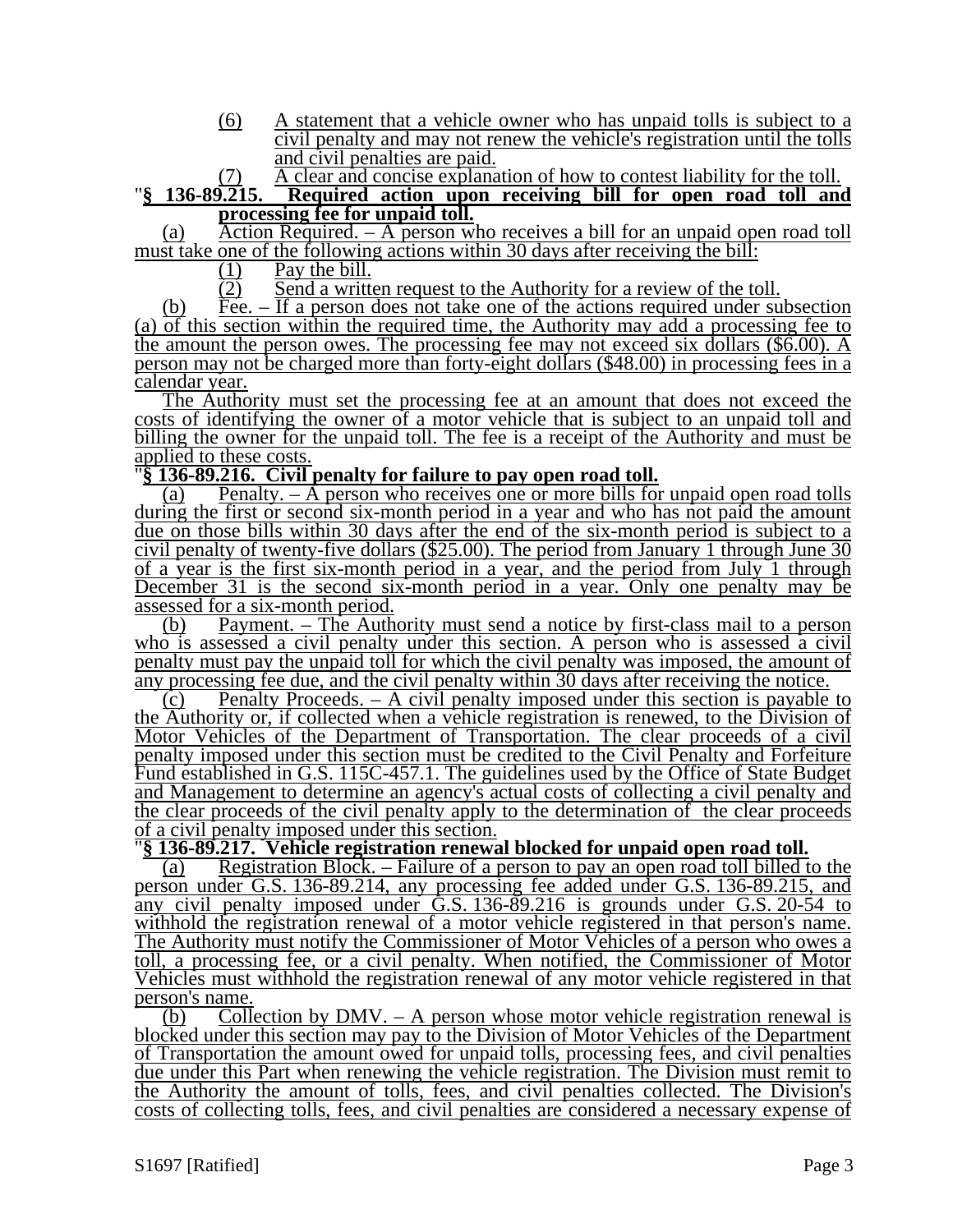(6) A statement that a vehicle owner who has unpaid tolls is subject to a civil penalty and may not renew the vehicle's registration until the tolls and civil penalties are paid.

(7) A clear and concise explanation of how to contest liability for the toll.

"**§ 136-89.215. Required action upon receiving bill for open road toll and processing fee for unpaid toll.**

(a) Action Required. – A person who receives a bill for an unpaid open road toll must take one of the following actions within 30 days after receiving the bill:

(1) Pay the bill.

(2) Send a written request to the Authority for a review of the toll.

(b) Fee. – If a person does not take one of the actions required under subsection (a) of this section within the required time, the Authority may add a processing fee to the amount the person owes. The processing fee may not exceed six dollars ($6.00). A person may not be charged more than forty-eight dollars ($48.00) in processing fees in a calendar year.

The Authority must set the processing fee at an amount that does not exceed the costs of identifying the owner of a motor vehicle that is subject to an unpaid toll and billing the owner for the unpaid toll. The fee is a receipt of the Authority and must be applied to these costs.

"**§ 136-89.216. Civil penalty for failure to pay open road toll.**

(a) Penalty. – A person who receives one or more bills for unpaid open road tolls during the first or second six-month period in a year and who has not paid the amount due on those bills within 30 days after the end of the six-month period is subject to a civil penalty of twenty-five dollars ($25.00). The period from January 1 through June 30 of a year is the first six-month period in a year, and the period from July 1 through December 31 is the second six-month period in a year. Only one penalty may be assessed for a six-month period.

(b) Payment. – The Authority must send a notice by first-class mail to a person who is assessed a civil penalty under this section. A person who is assessed a civil penalty must pay the unpaid toll for which the civil penalty was imposed, the amount of any processing fee due, and the civil penalty within 30 days after receiving the notice.

(c) Penalty Proceeds. – A civil penalty imposed under this section is payable to the Authority or, if collected when a vehicle registration is renewed, to the Division of Motor Vehicles of the Department of Transportation. The clear proceeds of a civil penalty imposed under this section must be credited to the Civil Penalty and Forfeiture Fund established in G.S. 115C-457.1. The guidelines used by the Office of State Budget and Management to determine an agency's actual costs of collecting a civil penalty and the clear proceeds of the civil penalty apply to the determination of the clear proceeds of a civil penalty imposed under this section.

"**§ 136-89.217. Vehicle registration renewal blocked for unpaid open road toll.**

(a) Registration Block. – Failure of a person to pay an open road toll billed to the person under G.S. 136-89.214, any processing fee added under G.S. 136-89.215, and any civil penalty imposed under G.S. 136-89.216 is grounds under G.S. 20-54 to withhold the registration renewal of a motor vehicle registered in that person's name. The Authority must notify the Commissioner of Motor Vehicles of a person who owes a toll, a processing fee, or a civil penalty. When notified, the Commissioner of Motor Vehicles must withhold the registration renewal of any motor vehicle registered in that person's name.

(b) Collection by DMV. – A person whose motor vehicle registration renewal is blocked under this section may pay to the Division of Motor Vehicles of the Department of Transportation the amount owed for unpaid tolls, processing fees, and civil penalties due under this Part when renewing the vehicle registration. The Division must remit to the Authority the amount of tolls, fees, and civil penalties collected. The Division's costs of collecting tolls, fees, and civil penalties are considered a necessary expense of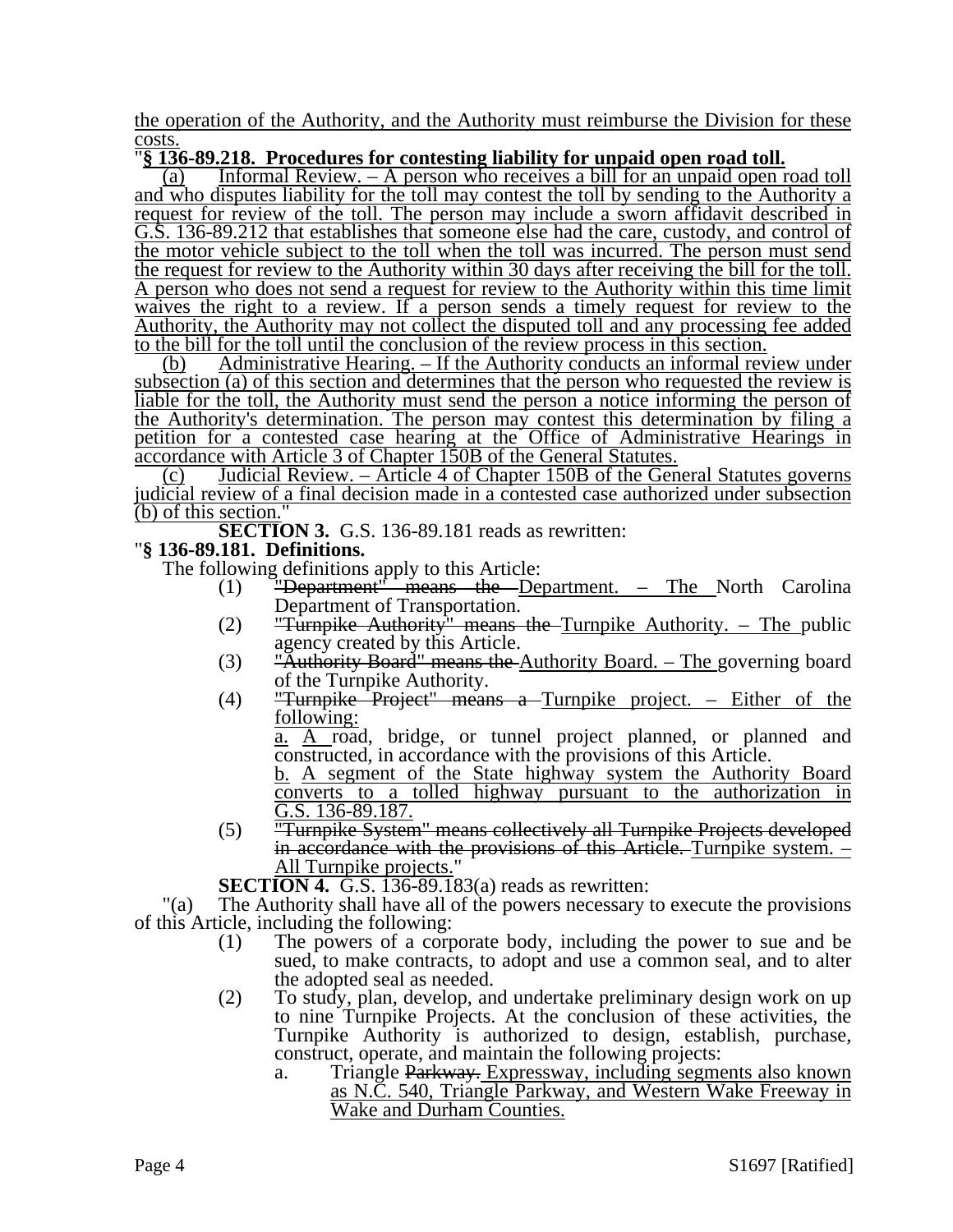the operation of the Authority, and the Authority must reimburse the Division for these costs.

"**§ 136-89.218. Procedures for contesting liability for unpaid open road toll.**

(a) Informal Review. – A person who receives a bill for an unpaid open road toll and who disputes liability for the toll may contest the toll by sending to the Authority a request for review of the toll. The person may include a sworn affidavit described in G.S. 136-89.212 that establishes that someone else had the care, custody, and control of the motor vehicle subject to the toll when the toll was incurred. The person must send the request for review to the Authority within 30 days after receiving the bill for the toll. A person who does not send a request for review to the Authority within this time limit waives the right to a review. If a person sends a timely request for review to the Authority, the Authority may not collect the disputed toll and any processing fee added to the bill for the toll until the conclusion of the review process in this section.

(b) Administrative Hearing. – If the Authority conducts an informal review under subsection (a) of this section and determines that the person who requested the review is liable for the toll, the Authority must send the person a notice informing the person of the Authority's determination. The person may contest this determination by filing a petition for a contested case hearing at the Office of Administrative Hearings in accordance with Article 3 of Chapter 150B of the General Statutes.

(c) Judicial Review. – Article 4 of Chapter 150B of the General Statutes governs judicial review of a final decision made in a contested case authorized under subsection (b) of this section."

**SECTION 3.** G.S. 136-89.181 reads as rewritten:

"**§ 136-89.181. Definitions.**

The following definitions apply to this Article:

(1) ~~"Department" means the~~ Department. – The North Carolina Department of Transportation.
(2) ~~"Turnpike Authority" means the~~ Turnpike Authority. – The public agency created by this Article.
(3) ~~"Authority Board" means the~~ Authority Board. – The governing board of the Turnpike Authority.
(4) ~~"Turnpike Project" means a~~ Turnpike project. – Either of the following:
 a. A road, bridge, or tunnel project planned, or planned and constructed, in accordance with the provisions of this Article.
 b. A segment of the State highway system the Authority Board converts to a tolled highway pursuant to the authorization in G.S. 136-89.187.
(5) ~~"Turnpike System" means collectively all Turnpike Projects developed in accordance with the provisions of this Article.~~ Turnpike system. – All Turnpike projects."

**SECTION 4.** G.S. 136-89.183(a) reads as rewritten:

"(a) The Authority shall have all of the powers necessary to execute the provisions of this Article, including the following:

(1) The powers of a corporate body, including the power to sue and be sued, to make contracts, to adopt and use a common seal, and to alter the adopted seal as needed.
(2) To study, plan, develop, and undertake preliminary design work on up to nine Turnpike Projects. At the conclusion of these activities, the Turnpike Authority is authorized to design, establish, purchase, construct, operate, and maintain the following projects:
 a. Triangle ~~Parkway.~~ Expressway, including segments also known as N.C. 540, Triangle Parkway, and Western Wake Freeway in Wake and Durham Counties.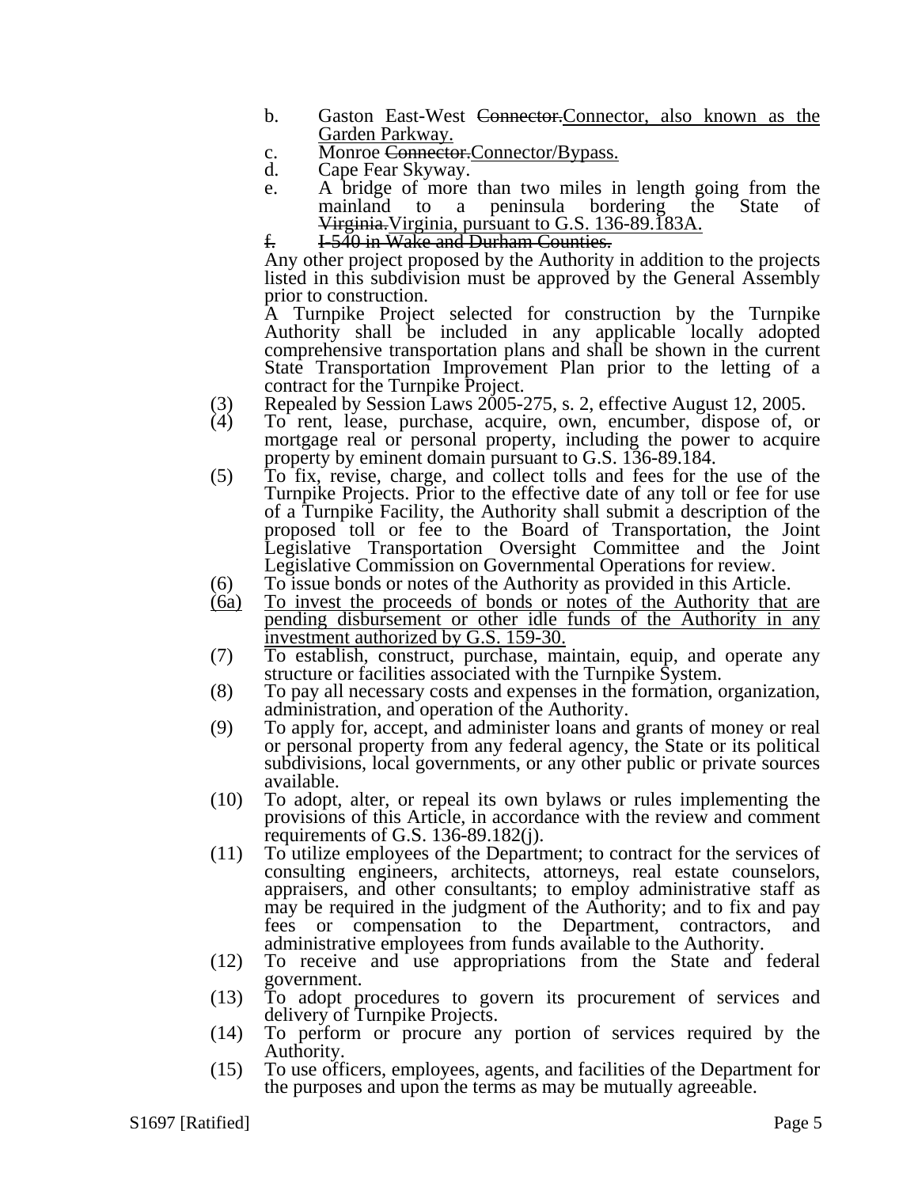b. Gaston East-West ~~Connector.~~Connector, also known as the Garden Parkway.
c. Monroe ~~Connector.~~Connector/Bypass.
d. Cape Fear Skyway.
e. A bridge of more than two miles in length going from the mainland to a peninsula bordering the State of ~~Virginia.~~Virginia, pursuant to G.S. 136-89.183A.
~~f. I-540 in Wake and Durham Counties.~~

Any other project proposed by the Authority in addition to the projects listed in this subdivision must be approved by the General Assembly prior to construction.

A Turnpike Project selected for construction by the Turnpike Authority shall be included in any applicable locally adopted comprehensive transportation plans and shall be shown in the current State Transportation Improvement Plan prior to the letting of a contract for the Turnpike Project.

(3) Repealed by Session Laws 2005-275, s. 2, effective August 12, 2005.
(4) To rent, lease, purchase, acquire, own, encumber, dispose of, or mortgage real or personal property, including the power to acquire property by eminent domain pursuant to G.S. 136-89.184.
(5) To fix, revise, charge, and collect tolls and fees for the use of the Turnpike Projects. Prior to the effective date of any toll or fee for use of a Turnpike Facility, the Authority shall submit a description of the proposed toll or fee to the Board of Transportation, the Joint Legislative Transportation Oversight Committee and the Joint Legislative Commission on Governmental Operations for review.
(6) To issue bonds or notes of the Authority as provided in this Article.
<u>(6a) To invest the proceeds of bonds or notes of the Authority that are pending disbursement or other idle funds of the Authority in any investment authorized by G.S. 159-30.</u>
(7) To establish, construct, purchase, maintain, equip, and operate any structure or facilities associated with the Turnpike System.
(8) To pay all necessary costs and expenses in the formation, organization, administration, and operation of the Authority.
(9) To apply for, accept, and administer loans and grants of money or real or personal property from any federal agency, the State or its political subdivisions, local governments, or any other public or private sources available.
(10) To adopt, alter, or repeal its own bylaws or rules implementing the provisions of this Article, in accordance with the review and comment requirements of G.S. 136-89.182(j).
(11) To utilize employees of the Department; to contract for the services of consulting engineers, architects, attorneys, real estate counselors, appraisers, and other consultants; to employ administrative staff as may be required in the judgment of the Authority; and to fix and pay fees or compensation to the Department, contractors, and administrative employees from funds available to the Authority.
(12) To receive and use appropriations from the State and federal government.
(13) To adopt procedures to govern its procurement of services and delivery of Turnpike Projects.
(14) To perform or procure any portion of services required by the Authority.
(15) To use officers, employees, agents, and facilities of the Department for the purposes and upon the terms as may be mutually agreeable.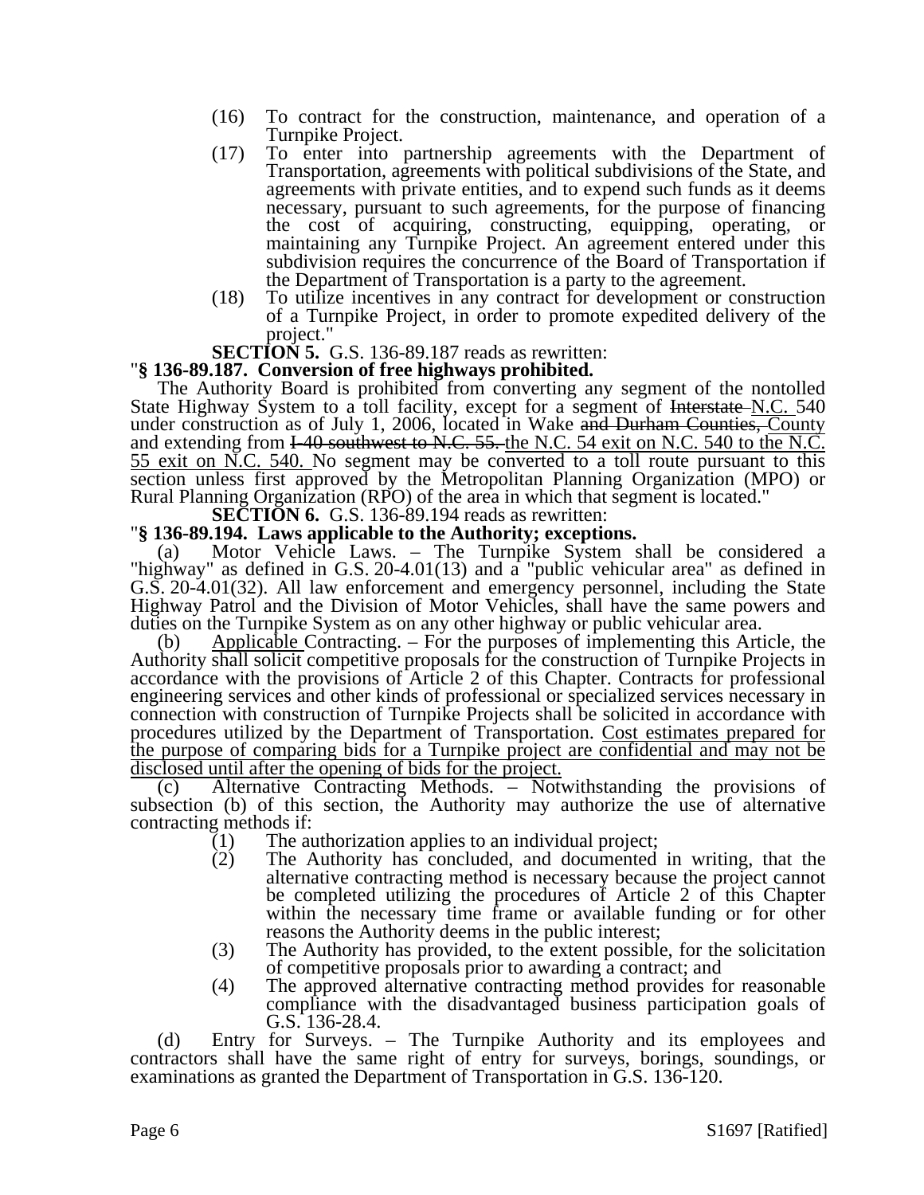(16) To contract for the construction, maintenance, and operation of a Turnpike Project.

(17) To enter into partnership agreements with the Department of Transportation, agreements with political subdivisions of the State, and agreements with private entities, and to expend such funds as it deems necessary, pursuant to such agreements, for the purpose of financing the cost of acquiring, constructing, equipping, operating, or maintaining any Turnpike Project. An agreement entered under this subdivision requires the concurrence of the Board of Transportation if the Department of Transportation is a party to the agreement.

(18) To utilize incentives in any contract for development or construction of a Turnpike Project, in order to promote expedited delivery of the project."

**SECTION 5.** G.S. 136-89.187 reads as rewritten:

"**§ 136-89.187. Conversion of free highways prohibited.**

The Authority Board is prohibited from converting any segment of the nontolled State Highway System to a toll facility, except for a segment of ~~Interstate~~ N.C. 540 under construction as of July 1, 2006, located in Wake ~~and Durham Counties,~~ County and extending from ~~I-40 southwest to N.C. 55.~~ the N.C. 54 exit on N.C. 540 to the N.C. 55 exit on N.C. 540. No segment may be converted to a toll route pursuant to this section unless first approved by the Metropolitan Planning Organization (MPO) or Rural Planning Organization (RPO) of the area in which that segment is located."

**SECTION 6.** G.S. 136-89.194 reads as rewritten:

"**§ 136-89.194. Laws applicable to the Authority; exceptions.**

(a) Motor Vehicle Laws. – The Turnpike System shall be considered a "highway" as defined in G.S. 20-4.01(13) and a "public vehicular area" as defined in G.S. 20-4.01(32). All law enforcement and emergency personnel, including the State Highway Patrol and the Division of Motor Vehicles, shall have the same powers and duties on the Turnpike System as on any other highway or public vehicular area.

(b) Applicable Contracting. – For the purposes of implementing this Article, the Authority shall solicit competitive proposals for the construction of Turnpike Projects in accordance with the provisions of Article 2 of this Chapter. Contracts for professional engineering services and other kinds of professional or specialized services necessary in connection with construction of Turnpike Projects shall be solicited in accordance with procedures utilized by the Department of Transportation. Cost estimates prepared for the purpose of comparing bids for a Turnpike project are confidential and may not be disclosed until after the opening of bids for the project.

(c) Alternative Contracting Methods. – Notwithstanding the provisions of subsection (b) of this section, the Authority may authorize the use of alternative contracting methods if:

(1) The authorization applies to an individual project;

(2) The Authority has concluded, and documented in writing, that the alternative contracting method is necessary because the project cannot be completed utilizing the procedures of Article 2 of this Chapter within the necessary time frame or available funding or for other reasons the Authority deems in the public interest;

(3) The Authority has provided, to the extent possible, for the solicitation of competitive proposals prior to awarding a contract; and

(4) The approved alternative contracting method provides for reasonable compliance with the disadvantaged business participation goals of G.S. 136-28.4.

(d) Entry for Surveys. – The Turnpike Authority and its employees and contractors shall have the same right of entry for surveys, borings, soundings, or examinations as granted the Department of Transportation in G.S. 136-120.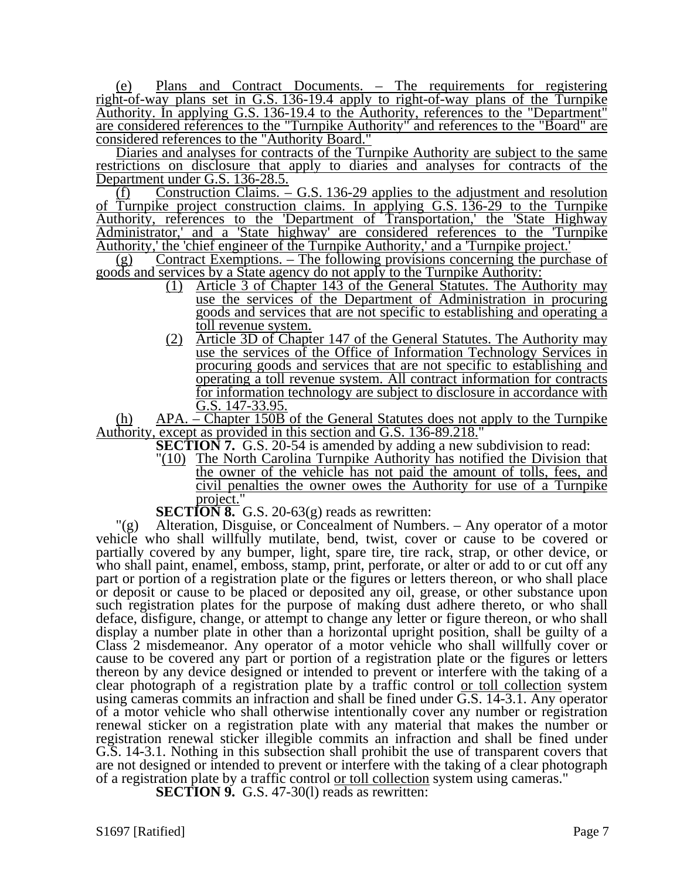(e) Plans and Contract Documents. – The requirements for registering right-of-way plans set in G.S. 136-19.4 apply to right-of-way plans of the Turnpike Authority. In applying G.S. 136-19.4 to the Authority, references to the "Department" are considered references to the "Turnpike Authority" and references to the "Board" are considered references to the "Authority Board."

Diaries and analyses for contracts of the Turnpike Authority are subject to the same restrictions on disclosure that apply to diaries and analyses for contracts of the Department under G.S. 136-28.5.

(f) Construction Claims. – G.S. 136-29 applies to the adjustment and resolution of Turnpike project construction claims. In applying G.S. 136-29 to the Turnpike Authority, references to the 'Department of Transportation,' the 'State Highway Administrator,' and a 'State highway' are considered references to the 'Turnpike Authority,' the 'chief engineer of the Turnpike Authority,' and a 'Turnpike project.'

(g) Contract Exemptions. – The following provisions concerning the purchase of goods and services by a State agency do not apply to the Turnpike Authority:

(1) Article 3 of Chapter 143 of the General Statutes. The Authority may use the services of the Department of Administration in procuring goods and services that are not specific to establishing and operating a toll revenue system.

(2) Article 3D of Chapter 147 of the General Statutes. The Authority may use the services of the Office of Information Technology Services in procuring goods and services that are not specific to establishing and operating a toll revenue system. All contract information for contracts for information technology are subject to disclosure in accordance with G.S. 147-33.95.

(h) APA. – Chapter 150B of the General Statutes does not apply to the Turnpike Authority, except as provided in this section and G.S. 136-89.218."

**SECTION 7.** G.S. 20-54 is amended by adding a new subdivision to read:

"(10) The North Carolina Turnpike Authority has notified the Division that the owner of the vehicle has not paid the amount of tolls, fees, and civil penalties the owner owes the Authority for use of a Turnpike project."

**SECTION 8.** G.S. 20-63(g) reads as rewritten:

"(g) Alteration, Disguise, or Concealment of Numbers. – Any operator of a motor vehicle who shall willfully mutilate, bend, twist, cover or cause to be covered or partially covered by any bumper, light, spare tire, tire rack, strap, or other device, or who shall paint, enamel, emboss, stamp, print, perforate, or alter or add to or cut off any part or portion of a registration plate or the figures or letters thereon, or who shall place or deposit or cause to be placed or deposited any oil, grease, or other substance upon such registration plates for the purpose of making dust adhere thereto, or who shall deface, disfigure, change, or attempt to change any letter or figure thereon, or who shall display a number plate in other than a horizontal upright position, shall be guilty of a Class 2 misdemeanor. Any operator of a motor vehicle who shall willfully cover or cause to be covered any part or portion of a registration plate or the figures or letters thereon by any device designed or intended to prevent or interfere with the taking of a clear photograph of a registration plate by a traffic control or toll collection system using cameras commits an infraction and shall be fined under G.S. 14-3.1. Any operator of a motor vehicle who shall otherwise intentionally cover any number or registration renewal sticker on a registration plate with any material that makes the number or registration renewal sticker illegible commits an infraction and shall be fined under G.S. 14-3.1. Nothing in this subsection shall prohibit the use of transparent covers that are not designed or intended to prevent or interfere with the taking of a clear photograph of a registration plate by a traffic control or toll collection system using cameras."

**SECTION 9.** G.S. 47-30(l) reads as rewritten: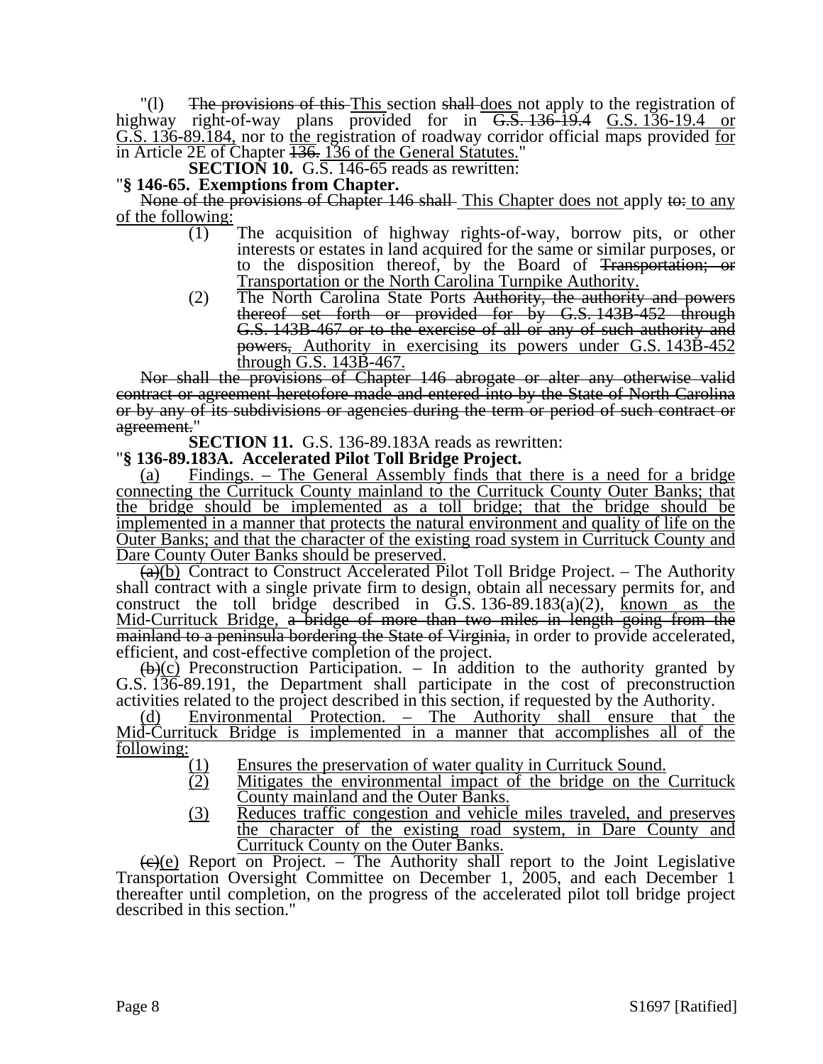"(l) ~~The provisions of this~~ <u>This</u> section ~~shall~~ <u>does</u> not apply to the registration of highway right-of-way plans provided for in ~~G.S. 136-19.4~~ <u>G.S. 136-19.4 or G.S. 136-89.184,</u> nor to <u>the</u> registration of roadway corridor official maps provided <u>for</u> in Article 2E of Chapter ~~136.~~ <u>136 of the General Statutes.</u>"

**SECTION 10.** G.S. 146-65 reads as rewritten:

"**§ 146-65. Exemptions from Chapter.**

~~None of the provisions of Chapter 146 shall~~ <u>This Chapter does not</u> apply ~~to:~~ <u>to any of the following:</u>

(1) The acquisition of highway rights-of-way, borrow pits, or other interests or estates in land acquired for the same or similar purposes, or to the disposition thereof, by the Board of ~~Transportation; or~~ <u>Transportation or the North Carolina Turnpike Authority.</u>

(2) The North Carolina State Ports ~~Authority, the authority and powers thereof set forth or provided for by G.S. 143B-452 through G.S. 143B-467 or to the exercise of all or any of such authority and powers,~~ <u>Authority in exercising its powers under G.S. 143B-452 through G.S. 143B-467.</u>

~~Nor shall the provisions of Chapter 146 abrogate or alter any otherwise valid contract or agreement heretofore made and entered into by the State of North Carolina or by any of its subdivisions or agencies during the term or period of such contract or agreement.~~"

**SECTION 11.** G.S. 136-89.183A reads as rewritten:

"**§ 136-89.183A. Accelerated Pilot Toll Bridge Project.**

<u>(a) Findings. – The General Assembly finds that there is a need for a bridge connecting the Currituck County mainland to the Currituck County Outer Banks; that the bridge should be implemented as a toll bridge; that the bridge should be implemented in a manner that protects the natural environment and quality of life on the Outer Banks; and that the character of the existing road system in Currituck County and Dare County Outer Banks should be preserved.</u>

~~(a)~~<u>(b)</u> Contract to Construct Accelerated Pilot Toll Bridge Project. – The Authority shall contract with a single private firm to design, obtain all necessary permits for, and construct the toll bridge described in G.S. 136-89.183(a)(2), <u>known as the Mid-Currituck Bridge,</u> ~~a bridge of more than two miles in length going from the mainland to a peninsula bordering the State of Virginia,~~ in order to provide accelerated, efficient, and cost-effective completion of the project.

~~(b)~~<u>(c)</u> Preconstruction Participation. – In addition to the authority granted by G.S. 136-89.191, the Department shall participate in the cost of preconstruction activities related to the project described in this section, if requested by the Authority.

<u>(d) Environmental Protection. – The Authority shall ensure that the Mid-Currituck Bridge is implemented in a manner that accomplishes all of the following:</u>

<u>(1) Ensures the preservation of water quality in Currituck Sound.</u>

<u>(2) Mitigates the environmental impact of the bridge on the Currituck County mainland and the Outer Banks.</u>

<u>(3) Reduces traffic congestion and vehicle miles traveled, and preserves the character of the existing road system, in Dare County and Currituck County on the Outer Banks.</u>

~~(c)~~<u>(e)</u> Report on Project. – The Authority shall report to the Joint Legislative Transportation Oversight Committee on December 1, 2005, and each December 1 thereafter until completion, on the progress of the accelerated pilot toll bridge project described in this section."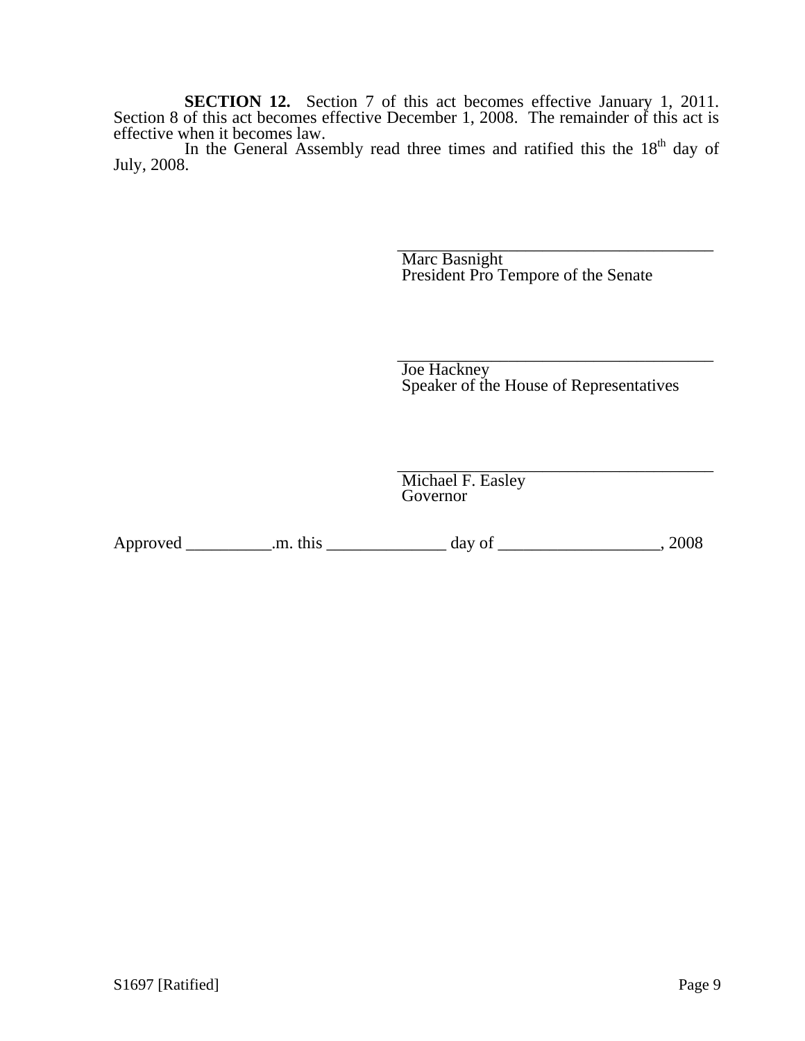**SECTION 12.** Section 7 of this act becomes effective January 1, 2011. Section 8 of this act becomes effective December 1, 2008. The remainder of this act is effective when it becomes law.

In the General Assembly read three times and ratified this the 18th day of July, 2008.

\_\_\_\_\_\_\_\_\_\_\_\_\_\_\_\_\_\_\_\_\_\_\_\_\_\_\_\_\_\_\_\_\_\_\_\_\_
Marc Basnight
President Pro Tempore of the Senate

\_\_\_\_\_\_\_\_\_\_\_\_\_\_\_\_\_\_\_\_\_\_\_\_\_\_\_\_\_\_\_\_\_\_\_\_\_
Joe Hackney
Speaker of the House of Representatives

\_\_\_\_\_\_\_\_\_\_\_\_\_\_\_\_\_\_\_\_\_\_\_\_\_\_\_\_\_\_\_\_\_\_\_\_\_
Michael F. Easley
Governor

Approved \_\_\_\_\_\_\_\_\_\_.m. this \_\_\_\_\_\_\_\_\_\_\_\_\_\_ day of \_\_\_\_\_\_\_\_\_\_\_\_\_\_\_\_\_\_\_, 2008